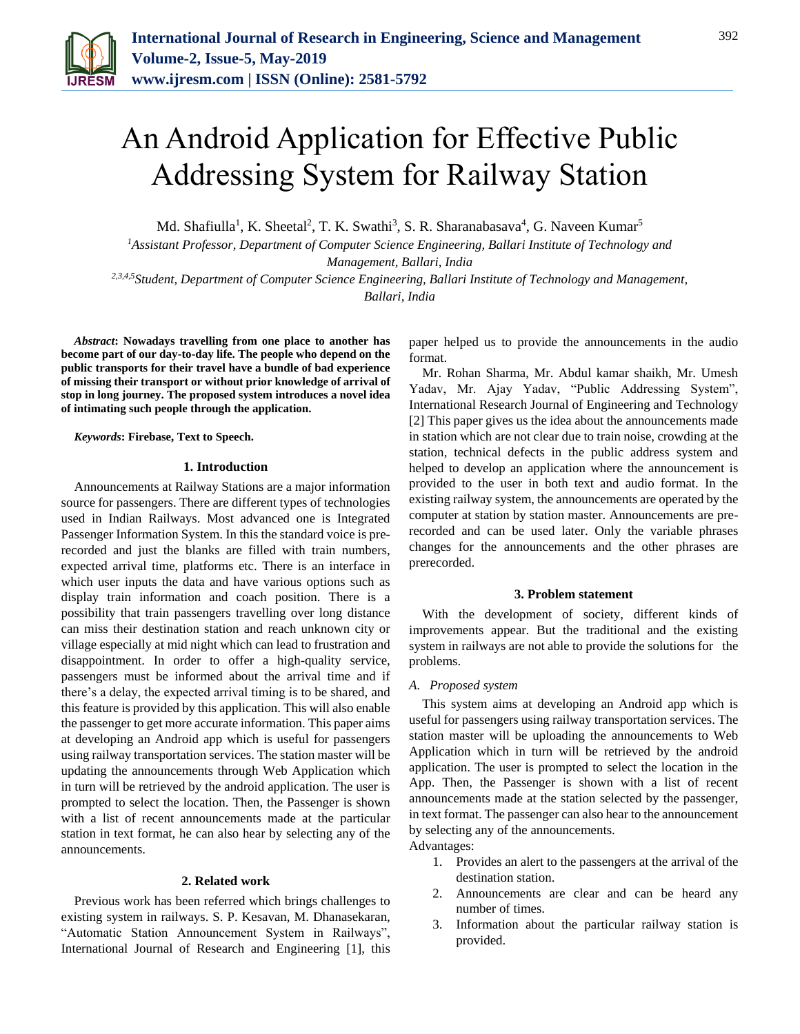# An Android Application for Effective Public Addressing System for Railway Station

Md. Shafiulla[1], K. Sheetal[2], T. K. Swathi[3], S. R. Sharanabasava[4], G. Naveen Kumar[5]

[1]*Assistant Professor, Department of Computer Science Engineering, Ballari Institute of Technology and Management, Ballari, India*

[2,3,4,5]*Student, Department of Computer Science Engineering, Ballari Institute of Technology and Management, Ballari, India*

***Abstract*: Nowadays travelling from one place to another has become part of our day-to-day life. The people who depend on the public transports for their travel have a bundle of bad experience of missing their transport or without prior knowledge of arrival of stop in long journey. The proposed system introduces a novel idea of intimating such people through the application.**

***Keywords*: Firebase, Text to Speech.**

## 1. Introduction

Announcements at Railway Stations are a major information source for passengers. There are different types of technologies used in Indian Railways. Most advanced one is Integrated Passenger Information System. In this the standard voice is pre-recorded and just the blanks are filled with train numbers, expected arrival time, platforms etc. There is an interface in which user inputs the data and have various options such as display train information and coach position. There is a possibility that train passengers travelling over long distance can miss their destination station and reach unknown city or village especially at mid night which can lead to frustration and disappointment. In order to offer a high-quality service, passengers must be informed about the arrival time and if there's a delay, the expected arrival timing is to be shared, and this feature is provided by this application. This will also enable the passenger to get more accurate information. This paper aims at developing an Android app which is useful for passengers using railway transportation services. The station master will be updating the announcements through Web Application which in turn will be retrieved by the android application. The user is prompted to select the location. Then, the Passenger is shown with a list of recent announcements made at the particular station in text format, he can also hear by selecting any of the announcements.

## 2. Related work

Previous work has been referred which brings challenges to existing system in railways. S. P. Kesavan, M. Dhanasekaran, "Automatic Station Announcement System in Railways", International Journal of Research and Engineering [1], this paper helped us to provide the announcements in the audio format.

Mr. Rohan Sharma, Mr. Abdul kamar shaikh, Mr. Umesh Yadav, Mr. Ajay Yadav, "Public Addressing System", International Research Journal of Engineering and Technology [2] This paper gives us the idea about the announcements made in station which are not clear due to train noise, crowding at the station, technical defects in the public address system and helped to develop an application where the announcement is provided to the user in both text and audio format. In the existing railway system, the announcements are operated by the computer at station by station master. Announcements are pre-recorded and can be used later. Only the variable phrases changes for the announcements and the other phrases are prerecorded.

## 3. Problem statement

With the development of society, different kinds of improvements appear. But the traditional and the existing system in railways are not able to provide the solutions for the problems.

### *A. Proposed system*

This system aims at developing an Android app which is useful for passengers using railway transportation services. The station master will be uploading the announcements to Web Application which in turn will be retrieved by the android application. The user is prompted to select the location in the App. Then, the Passenger is shown with a list of recent announcements made at the station selected by the passenger, in text format. The passenger can also hear to the announcement by selecting any of the announcements.

Advantages:

1. Provides an alert to the passengers at the arrival of the destination station.
2. Announcements are clear and can be heard any number of times.
3. Information about the particular railway station is provided.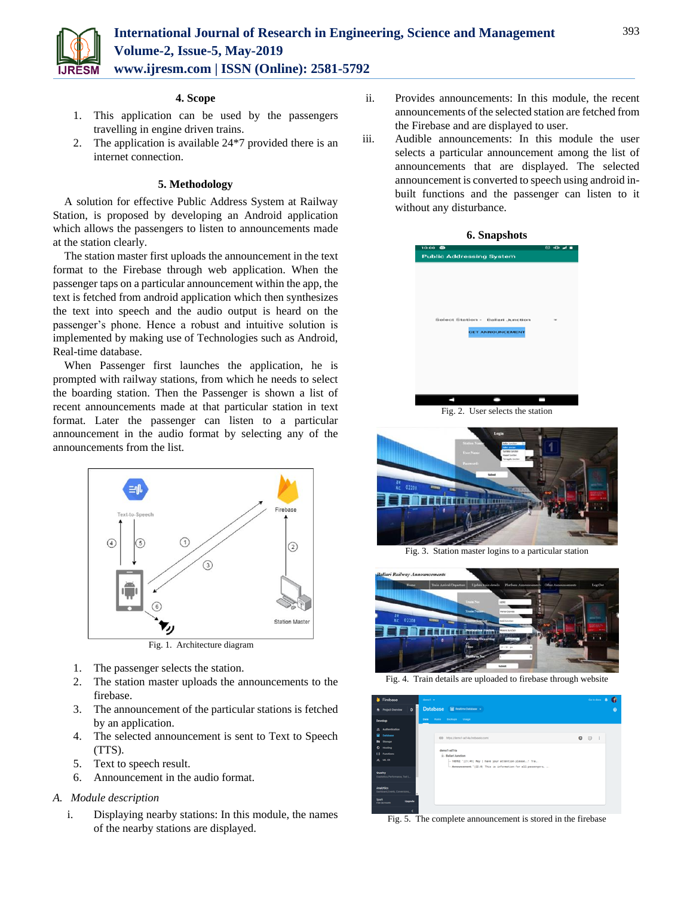## 4. Scope

1. This application can be used by the passengers travelling in engine driven trains.
2. The application is available 24*7 provided there is an internet connection.

## 5. Methodology

A solution for effective Public Address System at Railway Station, is proposed by developing an Android application which allows the passengers to listen to announcements made at the station clearly.

The station master first uploads the announcement in the text format to the Firebase through web application. When the passenger taps on a particular announcement within the app, the text is fetched from android application which then synthesizes the text into speech and the audio output is heard on the passenger's phone. Hence a robust and intuitive solution is implemented by making use of Technologies such as Android, Real-time database.

When Passenger first launches the application, he is prompted with railway stations, from which he needs to select the boarding station. Then the Passenger is shown a list of recent announcements made at that particular station in text format. Later the passenger can listen to a particular announcement in the audio format by selecting any of the announcements from the list.

Fig. 1. Architecture diagram

1. The passenger selects the station.
2. The station master uploads the announcements to the firebase.
3. The announcement of the particular stations is fetched by an application.
4. The selected announcement is sent to Text to Speech (TTS).
5. Text to speech result.
6. Announcement in the audio format.

### A. *Module description*

i. Displaying nearby stations: In this module, the names of the nearby stations are displayed.

ii. Provides announcements: In this module, the recent announcements of the selected station are fetched from the Firebase and are displayed to user.

iii. Audible announcements: In this module the user selects a particular announcement among the list of announcements that are displayed. The selected announcement is converted to speech using android in-built functions and the passenger can listen to it without any disturbance.

## 6. Snapshots

Fig. 2. User selects the station

Fig. 3. Station master logins to a particular station

Fig. 4. Train details are uploaded to firebase through website

Fig. 5. The complete announcement is stored in the firebase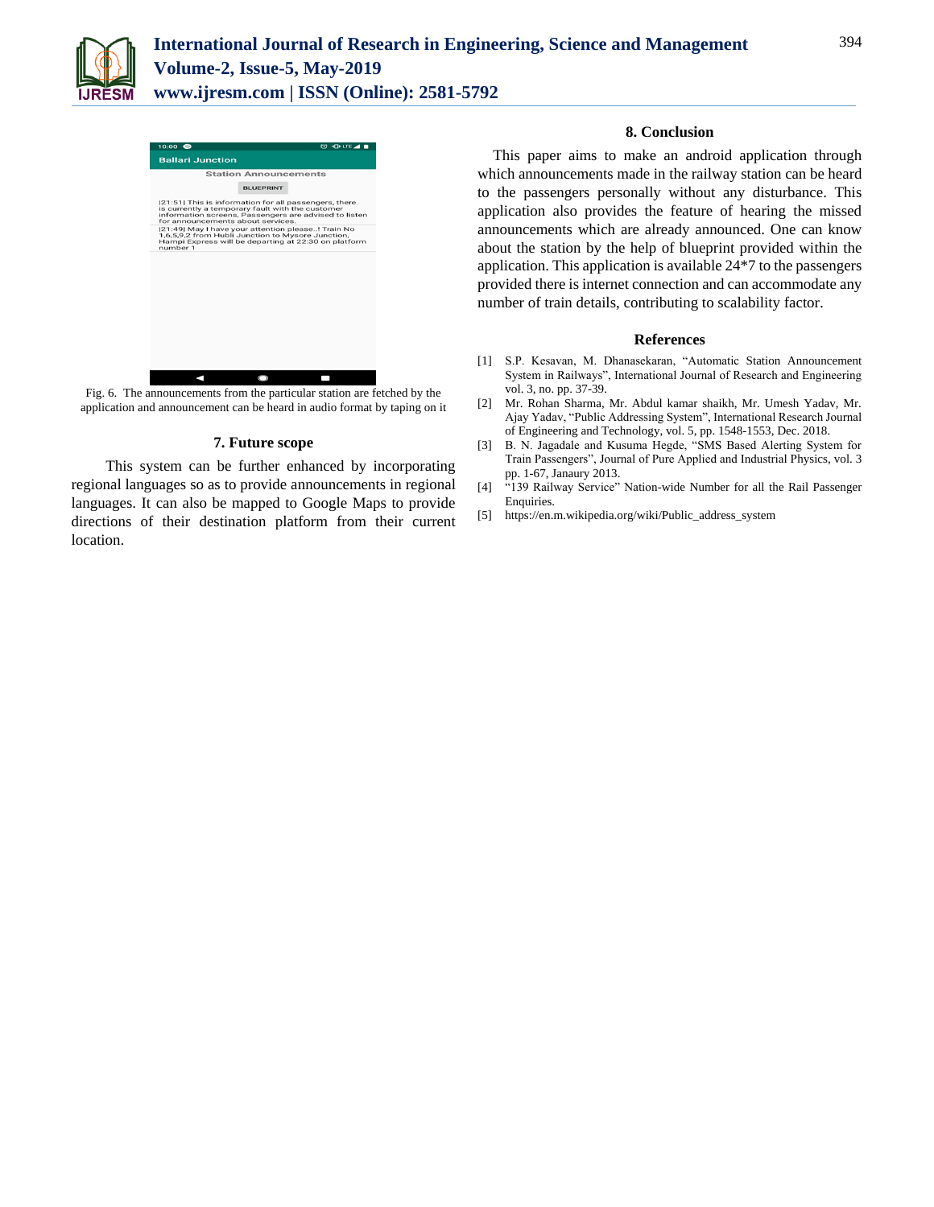Fig. 6. The announcements from the particular station are fetched by the application and announcement can be heard in audio format by taping on it

## 7. Future scope

This system can be further enhanced by incorporating regional languages so as to provide announcements in regional languages. It can also be mapped to Google Maps to provide directions of their destination platform from their current location.

## 8. Conclusion

This paper aims to make an android application through which announcements made in the railway station can be heard to the passengers personally without any disturbance. This application also provides the feature of hearing the missed announcements which are already announced. One can know about the station by the help of blueprint provided within the application. This application is available 24*7 to the passengers provided there is internet connection and can accommodate any number of train details, contributing to scalability factor.

## References

[1] S.P. Kesavan, M. Dhanasekaran, "Automatic Station Announcement System in Railways", International Journal of Research and Engineering vol. 3, no. pp. 37-39.

[2] Mr. Rohan Sharma, Mr. Abdul kamar shaikh, Mr. Umesh Yadav, Mr. Ajay Yadav, "Public Addressing System", International Research Journal of Engineering and Technology, vol. 5, pp. 1548-1553, Dec. 2018.

[3] B. N. Jagadale and Kusuma Hegde, "SMS Based Alerting System for Train Passengers", Journal of Pure Applied and Industrial Physics, vol. 3 pp. 1-67, Janaury 2013.

[4] "139 Railway Service" Nation-wide Number for all the Rail Passenger Enquiries.

[5] https://en.m.wikipedia.org/wiki/Public_address_system